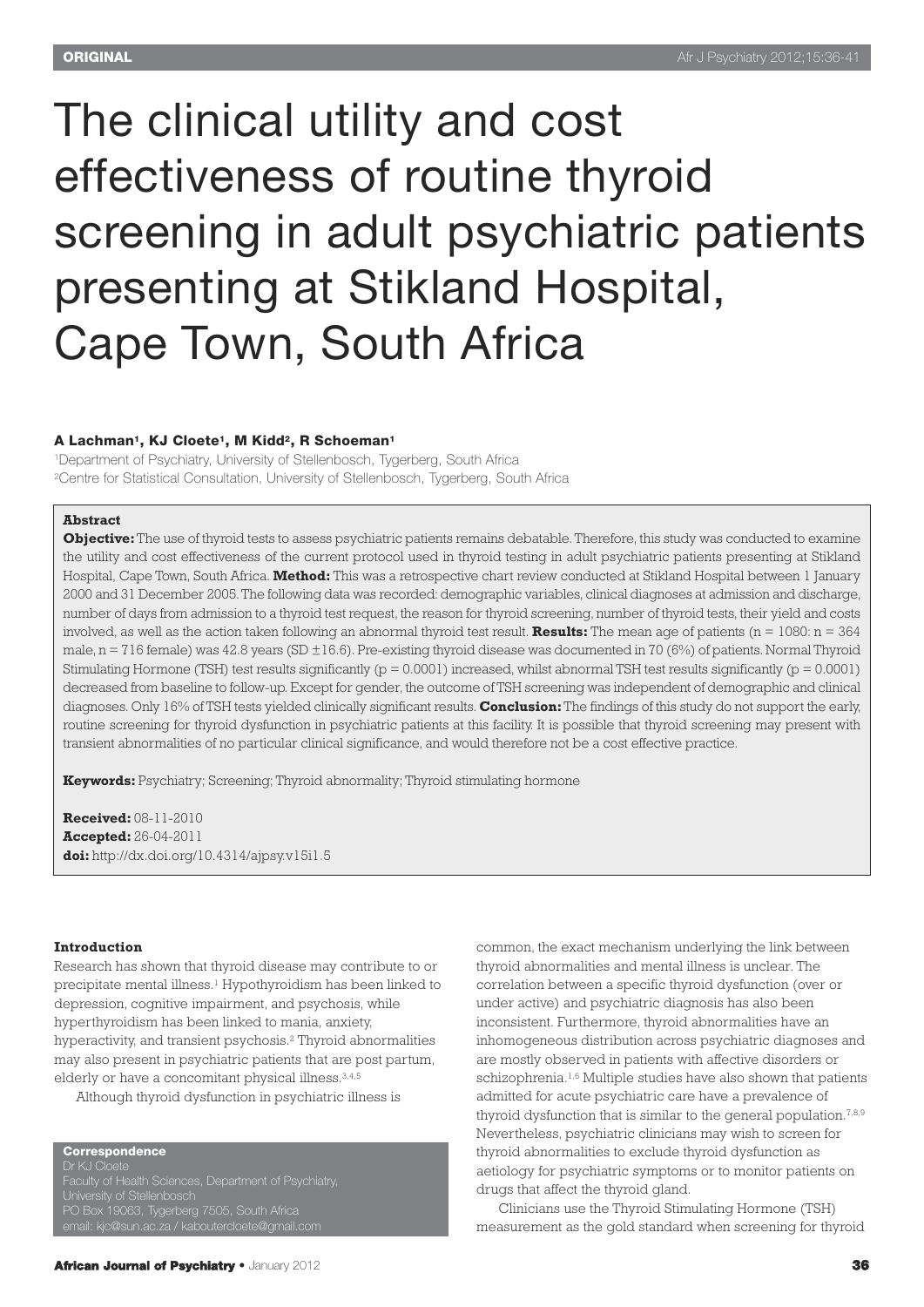ORIGINAL

# The clinical utility and cost effectiveness of routine thyroid screening in adult psychiatric patients presenting at Stikland Hospital, Cape Town, South Africa

**A Lachman[1], KJ Cloete[1], M Kidd[2], R Schoeman[1]**

[1]Department of Psychiatry, University of Stellenbosch, Tygerberg, South Africa
[2]Centre for Statistical Consultation, University of Stellenbosch, Tygerberg, South Africa

**Abstract**

**Objective:** The use of thyroid tests to assess psychiatric patients remains debatable. Therefore, this study was conducted to examine the utility and cost effectiveness of the current protocol used in thyroid testing in adult psychiatric patients presenting at Stikland Hospital, Cape Town, South Africa. **Method:** This was a retrospective chart review conducted at Stikland Hospital between 1 January 2000 and 31 December 2005. The following data was recorded: demographic variables, clinical diagnoses at admission and discharge, number of days from admission to a thyroid test request, the reason for thyroid screening, number of thyroid tests, their yield and costs involved, as well as the action taken following an abnormal thyroid test result. **Results:** The mean age of patients (n = 1080: n = 364 male, n = 716 female) was 42.8 years (SD ±16.6). Pre-existing thyroid disease was documented in 70 (6%) of patients. Normal Thyroid Stimulating Hormone (TSH) test results significantly ($p = 0.0001$) increased, whilst abnormal TSH test results significantly ($p = 0.0001$) decreased from baseline to follow-up. Except for gender, the outcome of TSH screening was independent of demographic and clinical diagnoses. Only 16% of TSH tests yielded clinically significant results. **Conclusion:** The findings of this study do not support the early, routine screening for thyroid dysfunction in psychiatric patients at this facility. It is possible that thyroid screening may present with transient abnormalities of no particular clinical significance, and would therefore not be a cost effective practice.

**Keywords:** Psychiatry; Screening; Thyroid abnormality; Thyroid stimulating hormone

**Received:** 08-11-2010
**Accepted:** 26-04-2011
**doi:** http://dx.doi.org/10.4314/ajpsy.v15i1.5

## Introduction

Research has shown that thyroid disease may contribute to or precipitate mental illness.[1] Hypothyroidism has been linked to depression, cognitive impairment, and psychosis, while hyperthyroidism has been linked to mania, anxiety, hyperactivity, and transient psychosis.[2] Thyroid abnormalities may also present in psychiatric patients that are post partum, elderly or have a concomitant physical illness.[3,4,5]

Although thyroid dysfunction in psychiatric illness is common, the exact mechanism underlying the link between thyroid abnormalities and mental illness is unclear. The correlation between a specific thyroid dysfunction (over or under active) and psychiatric diagnosis has also been inconsistent. Furthermore, thyroid abnormalities have an inhomogeneous distribution across psychiatric diagnoses and are mostly observed in patients with affective disorders or schizophrenia.[1,6] Multiple studies have also shown that patients admitted for acute psychiatric care have a prevalence of thyroid dysfunction that is similar to the general population.[7,8,9] Nevertheless, psychiatric clinicians may wish to screen for thyroid abnormalities to exclude thyroid dysfunction as aetiology for psychiatric symptoms or to monitor patients on drugs that affect the thyroid gland.

Clinicians use the Thyroid Stimulating Hormone (TSH) measurement as the gold standard when screening for thyroid

**Correspondence**
Dr KJ Cloete
Faculty of Health Sciences, Department of Psychiatry, University of Stellenbosch
PO Box 19063, Tygerberg 7505, South Africa
email: kjc@sun.ac.za / kaboutercloete@gmail.com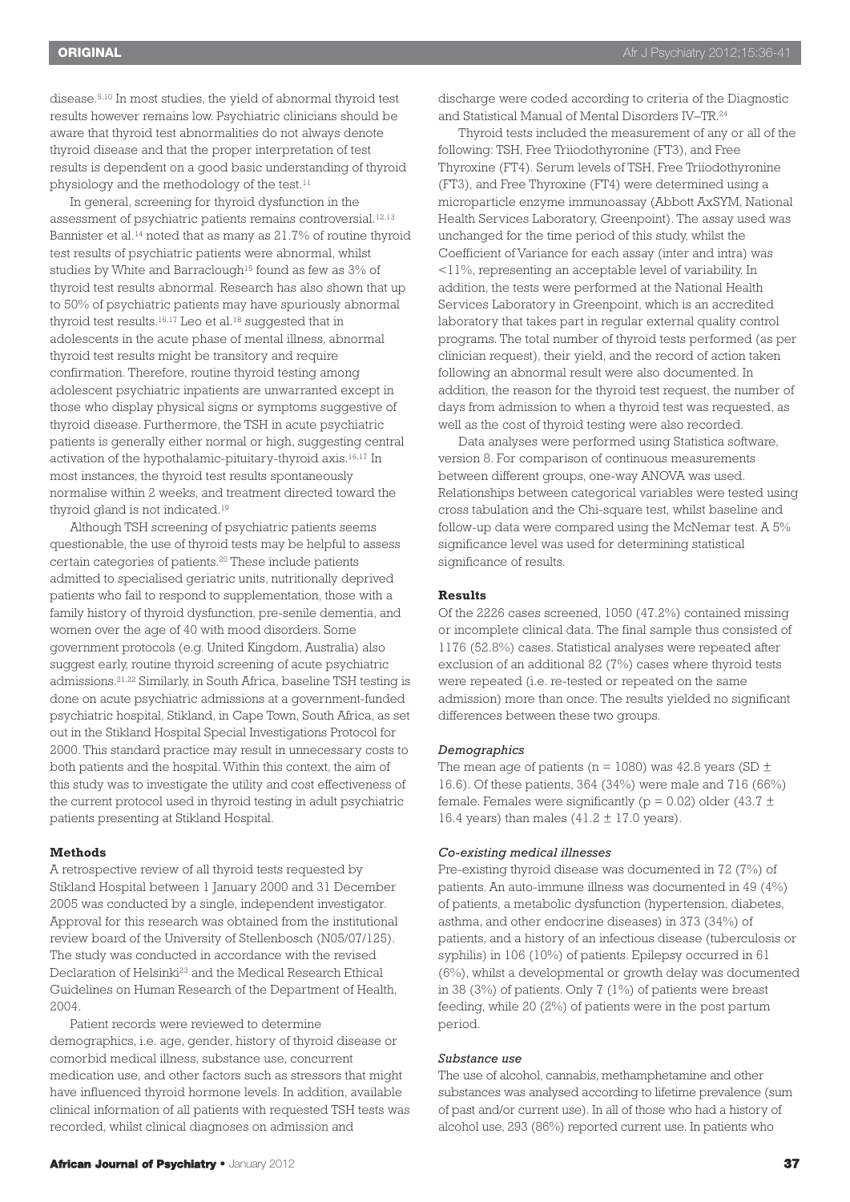disease.[5,10] In most studies, the yield of abnormal thyroid test results however remains low. Psychiatric clinicians should be aware that thyroid test abnormalities do not always denote thyroid disease and that the proper interpretation of test results is dependent on a good basic understanding of thyroid physiology and the methodology of the test.[11]

In general, screening for thyroid dysfunction in the assessment of psychiatric patients remains controversial.[12,13] Bannister et al.[14] noted that as many as 21.7% of routine thyroid test results of psychiatric patients were abnormal, whilst studies by White and Barraclough[15] found as few as 3% of thyroid test results abnormal. Research has also shown that up to 50% of psychiatric patients may have spuriously abnormal thyroid test results.[16,17] Leo et al.[18] suggested that in adolescents in the acute phase of mental illness, abnormal thyroid test results might be transitory and require confirmation. Therefore, routine thyroid testing among adolescent psychiatric inpatients are unwarranted except in those who display physical signs or symptoms suggestive of thyroid disease. Furthermore, the TSH in acute psychiatric patients is generally either normal or high, suggesting central activation of the hypothalamic-pituitary-thyroid axis.[16,17] In most instances, the thyroid test results spontaneously normalise within 2 weeks, and treatment directed toward the thyroid gland is not indicated.[19]

Although TSH screening of psychiatric patients seems questionable, the use of thyroid tests may be helpful to assess certain categories of patients.[20] These include patients admitted to specialised geriatric units, nutritionally deprived patients who fail to respond to supplementation, those with a family history of thyroid dysfunction, pre-senile dementia, and women over the age of 40 with mood disorders. Some government protocols (e.g. United Kingdom, Australia) also suggest early, routine thyroid screening of acute psychiatric admissions.[21,22] Similarly, in South Africa, baseline TSH testing is done on acute psychiatric admissions at a government-funded psychiatric hospital, Stikland, in Cape Town, South Africa, as set out in the Stikland Hospital Special Investigations Protocol for 2000. This standard practice may result in unnecessary costs to both patients and the hospital. Within this context, the aim of this study was to investigate the utility and cost effectiveness of the current protocol used in thyroid testing in adult psychiatric patients presenting at Stikland Hospital.

## Methods

A retrospective review of all thyroid tests requested by Stikland Hospital between 1 January 2000 and 31 December 2005 was conducted by a single, independent investigator. Approval for this research was obtained from the institutional review board of the University of Stellenbosch (N05/07/125). The study was conducted in accordance with the revised Declaration of Helsinki[23] and the Medical Research Ethical Guidelines on Human Research of the Department of Health, 2004.

Patient records were reviewed to determine demographics, i.e. age, gender, history of thyroid disease or comorbid medical illness, substance use, concurrent medication use, and other factors such as stressors that might have influenced thyroid hormone levels. In addition, available clinical information of all patients with requested TSH tests was recorded, whilst clinical diagnoses on admission and discharge were coded according to criteria of the Diagnostic and Statistical Manual of Mental Disorders IV–TR.[24]

Thyroid tests included the measurement of any or all of the following: TSH, Free Triiodothyronine (FT3), and Free Thyroxine (FT4). Serum levels of TSH, Free Triiodothyronine (FT3), and Free Thyroxine (FT4) were determined using a microparticle enzyme immunoassay (Abbott AxSYM, National Health Services Laboratory, Greenpoint). The assay used was unchanged for the time period of this study, whilst the Coefficient of Variance for each assay (inter and intra) was <11%, representing an acceptable level of variability. In addition, the tests were performed at the National Health Services Laboratory in Greenpoint, which is an accredited laboratory that takes part in regular external quality control programs. The total number of thyroid tests performed (as per clinician request), their yield, and the record of action taken following an abnormal result were also documented. In addition, the reason for the thyroid test request, the number of days from admission to when a thyroid test was requested, as well as the cost of thyroid testing were also recorded.

Data analyses were performed using Statistica software, version 8. For comparison of continuous measurements between different groups, one-way ANOVA was used. Relationships between categorical variables were tested using cross tabulation and the Chi-square test, whilst baseline and follow-up data were compared using the McNemar test. A 5% significance level was used for determining statistical significance of results.

## Results

Of the 2226 cases screened, 1050 (47.2%) contained missing or incomplete clinical data. The final sample thus consisted of 1176 (52.8%) cases. Statistical analyses were repeated after exclusion of an additional 82 (7%) cases where thyroid tests were repeated (i.e. re-tested or repeated on the same admission) more than once. The results yielded no significant differences between these two groups.

### *Demographics*

The mean age of patients ($n = 1080$) was 42.8 years (SD ± 16.6). Of these patients, 364 (34%) were male and 716 (66%) female. Females were significantly ($p = 0.02$) older (43.7 ± 16.4 years) than males (41.2 ± 17.0 years).

### *Co-existing medical illnesses*

Pre-existing thyroid disease was documented in 72 (7%) of patients. An auto-immune illness was documented in 49 (4%) of patients, a metabolic dysfunction (hypertension, diabetes, asthma, and other endocrine diseases) in 373 (34%) of patients, and a history of an infectious disease (tuberculosis or syphilis) in 106 (10%) of patients. Epilepsy occurred in 61 (6%), whilst a developmental or growth delay was documented in 38 (3%) of patients. Only 7 (1%) of patients were breast feeding, while 20 (2%) of patients were in the post partum period.

### *Substance use*

The use of alcohol, cannabis, methamphetamine and other substances was analysed according to lifetime prevalence (sum of past and/or current use). In all of those who had a history of alcohol use, 293 (86%) reported current use. In patients who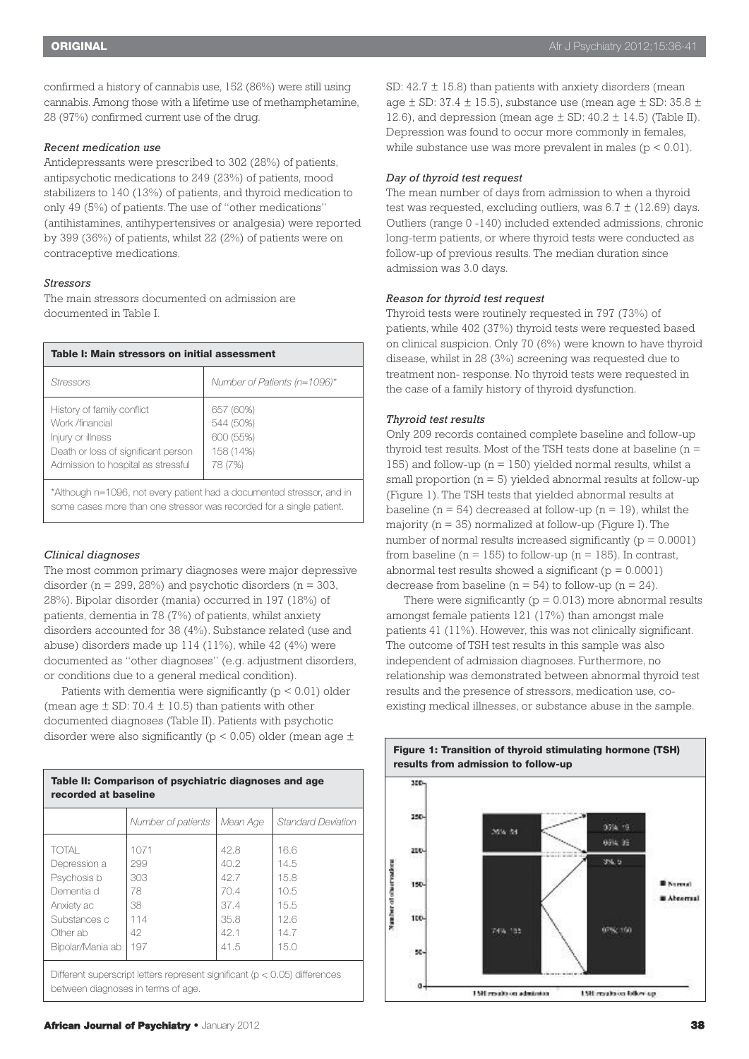confirmed a history of cannabis use, 152 (86%) were still using cannabis. Among those with a lifetime use of methamphetamine, 28 (97%) confirmed current use of the drug.

### *Recent medication use*

Antidepressants were prescribed to 302 (28%) of patients, antipsychotic medications to 249 (23%) of patients, mood stabilizers to 140 (13%) of patients, and thyroid medication to only 49 (5%) of patients. The use of "other medications" (antihistamines, antihypertensives or analgesia) were reported by 399 (36%) of patients, whilst 22 (2%) of patients were on contraceptive medications.

### *Stressors*

The main stressors documented on admission are documented in Table I.

**Table I: Main stressors on initial assessment**

| Stressors | Number of Patients (n=1096)* |
|---|---|
| History of family conflict | 657 (60%) |
| Work /financial | 544 (50%) |
| Injury or illness | 600 (55%) |
| Death or loss of significant person | 158 (14%) |
| Admission to hospital as stressful | 78 (7%) |

*Although n=1096, not every patient had a documented stressor, and in some cases more than one stressor was recorded for a single patient.

### *Clinical diagnoses*

The most common primary diagnoses were major depressive disorder (n = 299, 28%) and psychotic disorders (n = 303, 28%). Bipolar disorder (mania) occurred in 197 (18%) of patients, dementia in 78 (7%) of patients, whilst anxiety disorders accounted for 38 (4%). Substance related (use and abuse) disorders made up 114 (11%), while 42 (4%) were documented as "other diagnoses" (e.g. adjustment disorders, or conditions due to a general medical condition).

Patients with dementia were significantly ($p < 0.01$) older (mean age ± SD: 70.4 ± 10.5) than patients with other documented diagnoses (Table II). Patients with psychotic disorder were also significantly ($p < 0.05$) older (mean age ± SD: 42.7 ± 15.8) than patients with anxiety disorders (mean age ± SD: 37.4 ± 15.5), substance use (mean age ± SD: 35.8 ± 12.6), and depression (mean age ± SD: 40.2 ± 14.5) (Table II). Depression was found to occur more commonly in females, while substance use was more prevalent in males ($p < 0.01$).

**Table II: Comparison of psychiatric diagnoses and age recorded at baseline**

| | Number of patients | Mean Age | Standard Deviation |
|---|---|---|---|
| TOTAL | 1071 | 42.8 | 16.6 |
| Depression a | 299 | 40.2 | 14.5 |
| Psychosis b | 303 | 42.7 | 15.8 |
| Dementia d | 78 | 70.4 | 10.5 |
| Anxiety ac | 38 | 37.4 | 15.5 |
| Substances c | 114 | 35.8 | 12.6 |
| Other ab | 42 | 42.1 | 14.7 |
| Bipolar/Mania ab | 197 | 41.5 | 15.0 |

Different superscript letters represent significant ($p < 0.05$) differences between diagnoses in terms of age.

### *Day of thyroid test request*

The mean number of days from admission to when a thyroid test was requested, excluding outliers, was 6.7 ± (12.69) days. Outliers (range 0 -140) included extended admissions, chronic long-term patients, or where thyroid tests were conducted as follow-up of previous results. The median duration since admission was 3.0 days.

### *Reason for thyroid test request*

Thyroid tests were routinely requested in 797 (73%) of patients, while 402 (37%) thyroid tests were requested based on clinical suspicion. Only 70 (6%) were known to have thyroid disease, whilst in 28 (3%) screening was requested due to treatment non- response. No thyroid tests were requested in the case of a family history of thyroid dysfunction.

### *Thyroid test results*

Only 209 records contained complete baseline and follow-up thyroid test results. Most of the TSH tests done at baseline (n = 155) and follow-up (n = 150) yielded normal results, whilst a small proportion (n = 5) yielded abnormal results at follow-up (Figure 1). The TSH tests that yielded abnormal results at baseline (n = 54) decreased at follow-up (n = 19), whilst the majority (n = 35) normalized at follow-up (Figure I). The number of normal results increased significantly ($p = 0.0001$) from baseline (n = 155) to follow-up (n = 185). In contrast, abnormal test results showed a significant ($p = 0.0001$) decrease from baseline (n = 54) to follow-up (n = 24).

There were significantly ($p = 0.013$) more abnormal results amongst female patients 121 (17%) than amongst male patients 41 (11%). However, this was not clinically significant. The outcome of TSH test results in this sample was also independent of admission diagnoses. Furthermore, no relationship was demonstrated between abnormal thyroid test results and the presence of stressors, medication use, co-existing medical illnesses, or substance abuse in the sample.

**Figure 1: Transition of thyroid stimulating hormone (TSH) results from admission to follow-up**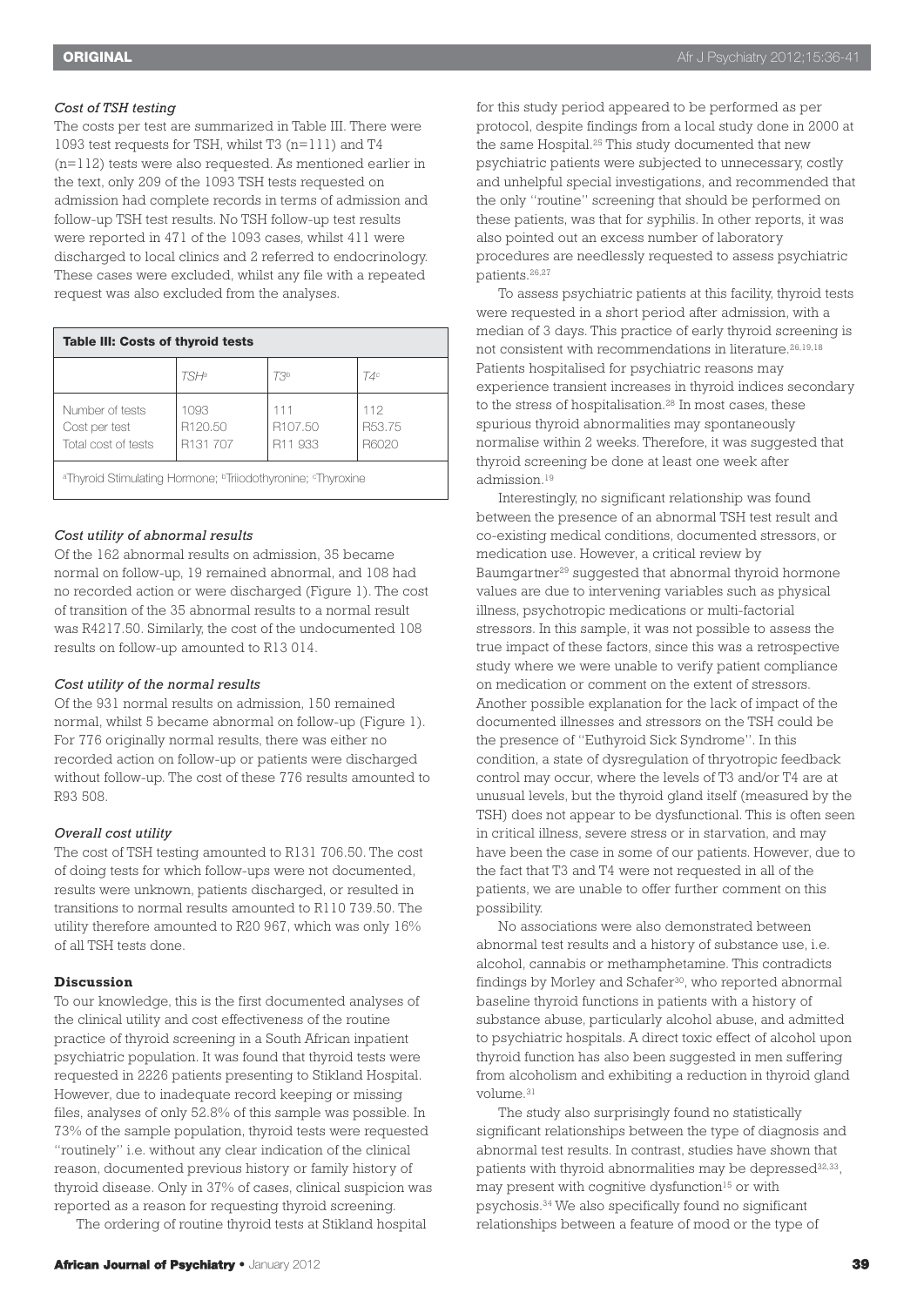### *Cost of TSH testing*

The costs per test are summarized in Table III. There were 1093 test requests for TSH, whilst T3 (n=111) and T4 (n=112) tests were also requested. As mentioned earlier in the text, only 209 of the 1093 TSH tests requested on admission had complete records in terms of admission and follow-up TSH test results. No TSH follow-up test results were reported in 471 of the 1093 cases, whilst 411 were discharged to local clinics and 2 referred to endocrinology. These cases were excluded, whilst any file with a repeated request was also excluded from the analyses.

**Table III: Costs of thyroid tests**

| | TSH[a] | T3[b] | T4[c] |
|---|---|---|---|
| Number of tests | 1093 | 111 | 112 |
| Cost per test | R120.50 | R107.50 | R53.75 |
| Total cost of tests | R131 707 | R11 933 | R6020 |

[a]Thyroid Stimulating Hormone; [b]Triiodothyronine; [c]Thyroxine

### *Cost utility of abnormal results*

Of the 162 abnormal results on admission, 35 became normal on follow-up, 19 remained abnormal, and 108 had no recorded action or were discharged (Figure 1). The cost of transition of the 35 abnormal results to a normal result was R4217.50. Similarly, the cost of the undocumented 108 results on follow-up amounted to R13 014.

### *Cost utility of the normal results*

Of the 931 normal results on admission, 150 remained normal, whilst 5 became abnormal on follow-up (Figure 1). For 776 originally normal results, there was either no recorded action on follow-up or patients were discharged without follow-up. The cost of these 776 results amounted to R93 508.

### *Overall cost utility*

The cost of TSH testing amounted to R131 706.50. The cost of doing tests for which follow-ups were not documented, results were unknown, patients discharged, or resulted in transitions to normal results amounted to R110 739.50. The utility therefore amounted to R20 967, which was only 16% of all TSH tests done.

## **Discussion**

To our knowledge, this is the first documented analyses of the clinical utility and cost effectiveness of the routine practice of thyroid screening in a South African inpatient psychiatric population. It was found that thyroid tests were requested in 2226 patients presenting to Stikland Hospital. However, due to inadequate record keeping or missing files, analyses of only 52.8% of this sample was possible. In 73% of the sample population, thyroid tests were requested "routinely" i.e. without any clear indication of the clinical reason, documented previous history or family history of thyroid disease. Only in 37% of cases, clinical suspicion was reported as a reason for requesting thyroid screening.

The ordering of routine thyroid tests at Stikland hospital for this study period appeared to be performed as per protocol, despite findings from a local study done in 2000 at the same Hospital.[25] This study documented that new psychiatric patients were subjected to unnecessary, costly and unhelpful special investigations, and recommended that the only "routine" screening that should be performed on these patients, was that for syphilis. In other reports, it was also pointed out an excess number of laboratory procedures are needlessly requested to assess psychiatric patients.[26,27]

To assess psychiatric patients at this facility, thyroid tests were requested in a short period after admission, with a median of 3 days. This practice of early thyroid screening is not consistent with recommendations in literature.[26,19,18] Patients hospitalised for psychiatric reasons may experience transient increases in thyroid indices secondary to the stress of hospitalisation.[28] In most cases, these spurious thyroid abnormalities may spontaneously normalise within 2 weeks. Therefore, it was suggested that thyroid screening be done at least one week after admission.[19]

Interestingly, no significant relationship was found between the presence of an abnormal TSH test result and co-existing medical conditions, documented stressors, or medication use. However, a critical review by Baumgartner[29] suggested that abnormal thyroid hormone values are due to intervening variables such as physical illness, psychotropic medications or multi-factorial stressors. In this sample, it was not possible to assess the true impact of these factors, since this was a retrospective study where we were unable to verify patient compliance on medication or comment on the extent of stressors. Another possible explanation for the lack of impact of the documented illnesses and stressors on the TSH could be the presence of "Euthyroid Sick Syndrome". In this condition, a state of dysregulation of thryotropic feedback control may occur, where the levels of T3 and/or T4 are at unusual levels, but the thyroid gland itself (measured by the TSH) does not appear to be dysfunctional. This is often seen in critical illness, severe stress or in starvation, and may have been the case in some of our patients. However, due to the fact that T3 and T4 were not requested in all of the patients, we are unable to offer further comment on this possibility.

No associations were also demonstrated between abnormal test results and a history of substance use, i.e. alcohol, cannabis or methamphetamine. This contradicts findings by Morley and Schafer[30], who reported abnormal baseline thyroid functions in patients with a history of substance abuse, particularly alcohol abuse, and admitted to psychiatric hospitals. A direct toxic effect of alcohol upon thyroid function has also been suggested in men suffering from alcoholism and exhibiting a reduction in thyroid gland volume.[31]

The study also surprisingly found no statistically significant relationships between the type of diagnosis and abnormal test results. In contrast, studies have shown that patients with thyroid abnormalities may be depressed[32,33], may present with cognitive dysfunction[15] or with psychosis.[34] We also specifically found no significant relationships between a feature of mood or the type of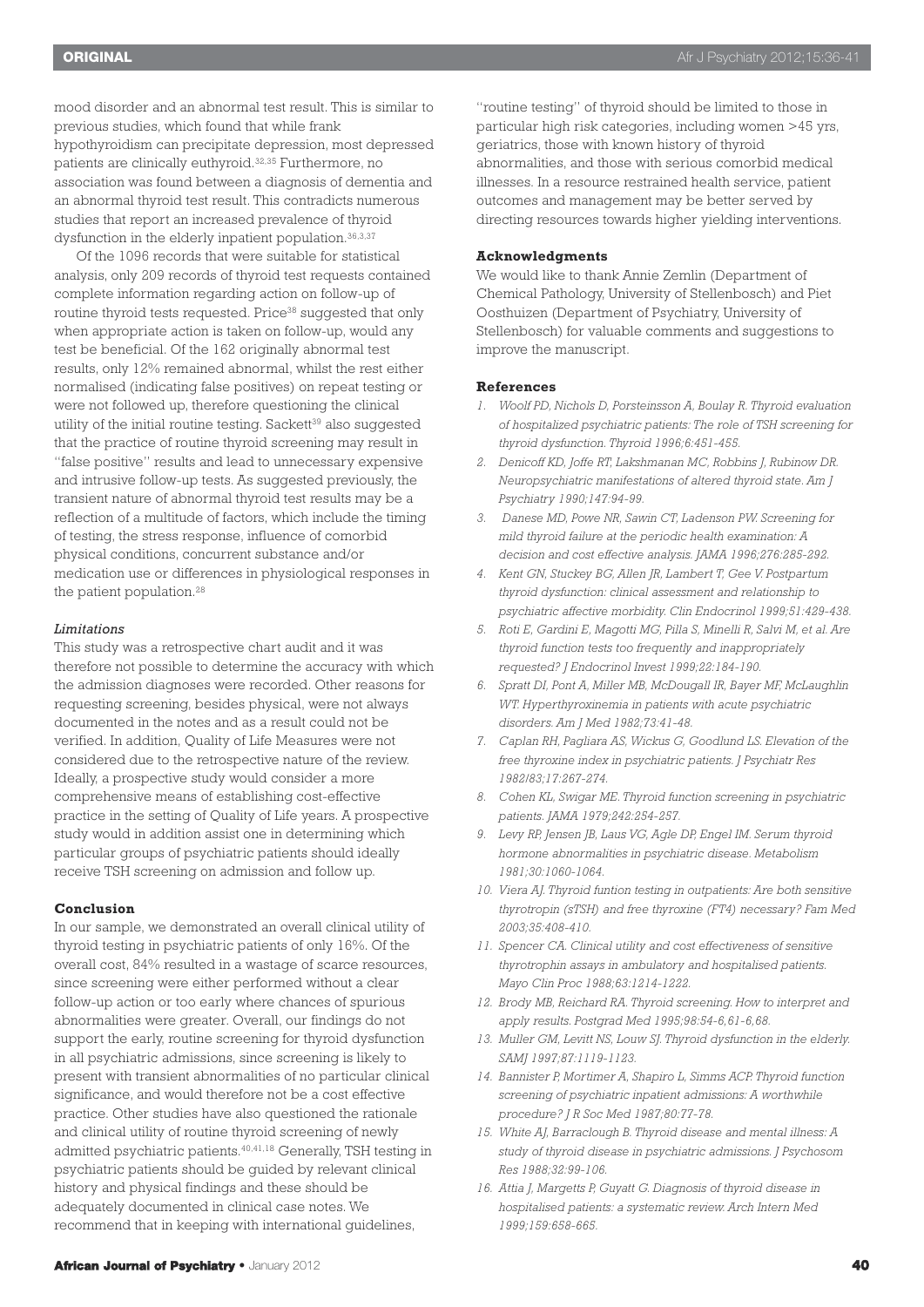mood disorder and an abnormal test result. This is similar to previous studies, which found that while frank hypothyroidism can precipitate depression, most depressed patients are clinically euthyroid.[32,35] Furthermore, no association was found between a diagnosis of dementia and an abnormal thyroid test result. This contradicts numerous studies that report an increased prevalence of thyroid dysfunction in the elderly inpatient population.[36,3,37]

Of the 1096 records that were suitable for statistical analysis, only 209 records of thyroid test requests contained complete information regarding action on follow-up of routine thyroid tests requested. Price[38] suggested that only when appropriate action is taken on follow-up, would any test be beneficial. Of the 162 originally abnormal test results, only 12% remained abnormal, whilst the rest either normalised (indicating false positives) on repeat testing or were not followed up, therefore questioning the clinical utility of the initial routine testing. Sackett[39] also suggested that the practice of routine thyroid screening may result in "false positive" results and lead to unnecessary expensive and intrusive follow-up tests. As suggested previously, the transient nature of abnormal thyroid test results may be a reflection of a multitude of factors, which include the timing of testing, the stress response, influence of comorbid physical conditions, concurrent substance and/or medication use or differences in physiological responses in the patient population.[28]

*Limitations*

This study was a retrospective chart audit and it was therefore not possible to determine the accuracy with which the admission diagnoses were recorded. Other reasons for requesting screening, besides physical, were not always documented in the notes and as a result could not be verified. In addition, Quality of Life Measures were not considered due to the retrospective nature of the review. Ideally, a prospective study would consider a more comprehensive means of establishing cost-effective practice in the setting of Quality of Life years. A prospective study would in addition assist one in determining which particular groups of psychiatric patients should ideally receive TSH screening on admission and follow up.

## Conclusion

In our sample, we demonstrated an overall clinical utility of thyroid testing in psychiatric patients of only 16%. Of the overall cost, 84% resulted in a wastage of scarce resources, since screening were either performed without a clear follow-up action or too early where chances of spurious abnormalities were greater. Overall, our findings do not support the early, routine screening for thyroid dysfunction in all psychiatric admissions, since screening is likely to present with transient abnormalities of no particular clinical significance, and would therefore not be a cost effective practice. Other studies have also questioned the rationale and clinical utility of routine thyroid screening of newly admitted psychiatric patients.[40,41,18] Generally, TSH testing in psychiatric patients should be guided by relevant clinical history and physical findings and these should be adequately documented in clinical case notes. We recommend that in keeping with international guidelines, "routine testing" of thyroid should be limited to those in particular high risk categories, including women >45 yrs, geriatrics, those with known history of thyroid abnormalities, and those with serious comorbid medical illnesses. In a resource restrained health service, patient outcomes and management may be better served by directing resources towards higher yielding interventions.

## Acknowledgments

We would like to thank Annie Zemlin (Department of Chemical Pathology, University of Stellenbosch) and Piet Oosthuizen (Department of Psychiatry, University of Stellenbosch) for valuable comments and suggestions to improve the manuscript.

## References

1. *Woolf PD, Nichols D, Porsteinsson A, Boulay R. Thyroid evaluation of hospitalized psychiatric patients: The role of TSH screening for thyroid dysfunction. Thyroid 1996;6:451-455.*
2. *Denicoff KD, Joffe RT, Lakshmanan MC, Robbins J, Rubinow DR. Neuropsychiatric manifestations of altered thyroid state. Am J Psychiatry 1990;147:94-99.*
3. *Danese MD, Powe NR, Sawin CT, Ladenson PW. Screening for mild thyroid failure at the periodic health examination: A decision and cost effective analysis. JAMA 1996;276:285-292.*
4. *Kent GN, Stuckey BG, Allen JR, Lambert T, Gee V. Postpartum thyroid dysfunction: clinical assessment and relationship to psychiatric affective morbidity. Clin Endocrinol 1999;51:429-438.*
5. *Roti E, Gardini E, Magotti MG, Pilla S, Minelli R, Salvi M, et al. Are thyroid function tests too frequently and inappropriately requested? J Endocrinol Invest 1999;22:184-190.*
6. *Spratt DI, Pont A, Miller MB, McDougall IR, Bayer MF, McLaughlin WT. Hyperthyroxinemia in patients with acute psychiatric disorders. Am J Med 1982;73:41-48.*
7. *Caplan RH, Pagliara AS, Wickus G, Goodlund LS. Elevation of the free thyroxine index in psychiatric patients. J Psychiatr Res 1982/83;17:267-274.*
8. *Cohen KL, Swigar ME. Thyroid function screening in psychiatric patients. JAMA 1979;242:254-257.*
9. *Levy RP, Jensen JB, Laus VG, Agle DP, Engel IM. Serum thyroid hormone abnormalities in psychiatric disease. Metabolism 1981;30:1060-1064.*
10. *Viera AJ. Thyroid funtion testing in outpatients: Are both sensitive thyrotropin (sTSH) and free thyroxine (FT4) necessary? Fam Med 2003;35:408-410.*
11. *Spencer CA. Clinical utility and cost effectiveness of sensitive thyrotrophin assays in ambulatory and hospitalised patients. Mayo Clin Proc 1988;63:1214-1222.*
12. *Brody MB, Reichard RA. Thyroid screening. How to interpret and apply results. Postgrad Med 1995;98:54-6,61-6,68.*
13. *Muller GM, Levitt NS, Louw SJ. Thyroid dysfunction in the elderly. SAMJ 1997;87:1119-1123.*
14. *Bannister P, Mortimer A, Shapiro L, Simms ACP. Thyroid function screening of psychiatric inpatient admissions: A worthwhile procedure? J R Soc Med 1987;80:77-78.*
15. *White AJ, Barraclough B. Thyroid disease and mental illness: A study of thyroid disease in psychiatric admissions. J Psychosom Res 1988;32:99-106.*
16. *Attia J, Margetts P, Guyatt G. Diagnosis of thyroid disease in hospitalised patients: a systematic review. Arch Intern Med 1999;159:658-665.*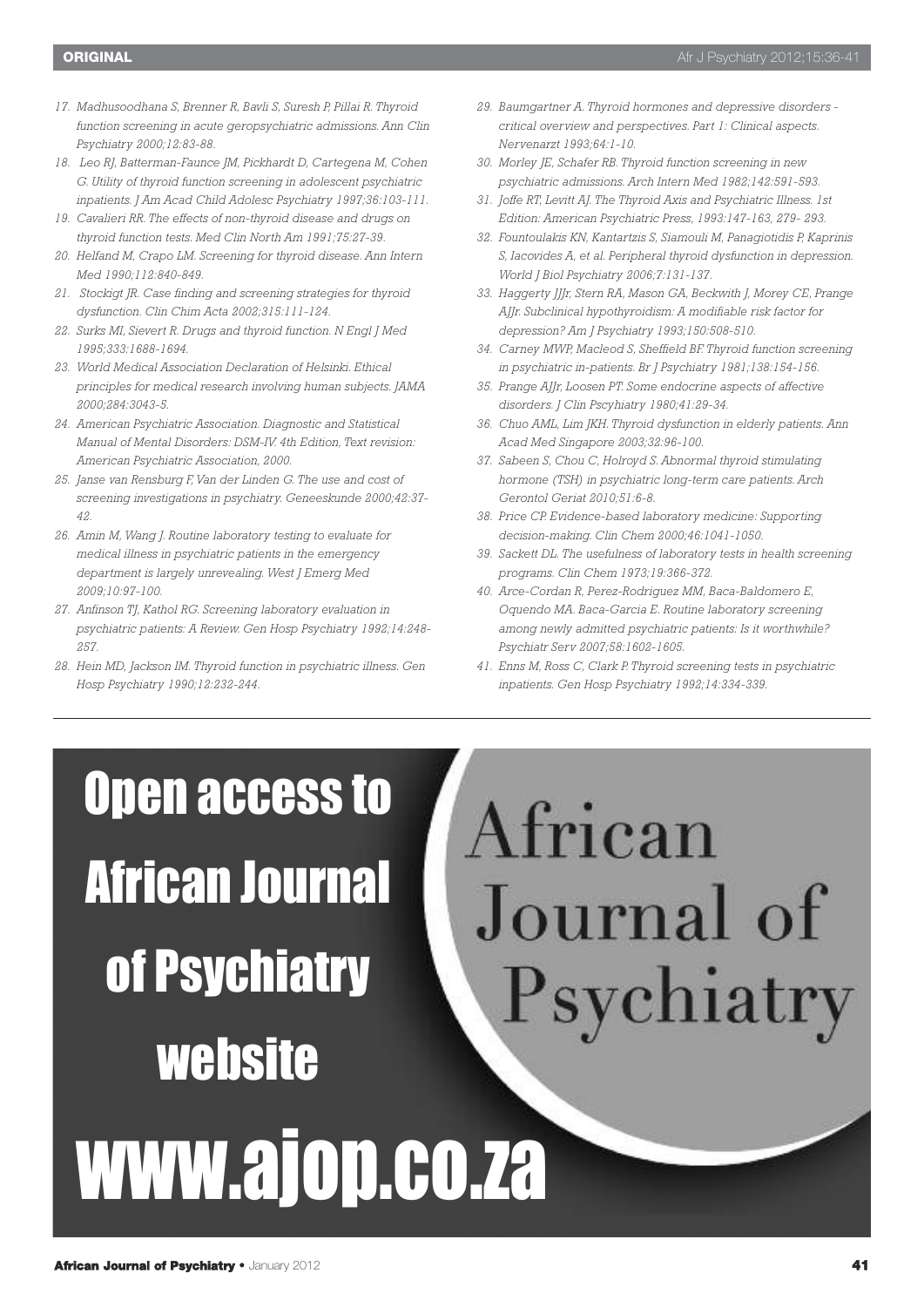17. Madhusoodhana S, Brenner R, Bavli S, Suresh P, Pillai R. Thyroid function screening in acute geropsychiatric admissions. Ann Clin Psychiatry 2000;12:83-88.
18. Leo RJ, Batterman-Faunce JM, Pickhardt D, Cartegena M, Cohen G. Utility of thyroid function screening in adolescent psychiatric inpatients. J Am Acad Child Adolesc Psychiatry 1997;36:103-111.
19. Cavalieri RR. The effects of non-thyroid disease and drugs on thyroid function tests. Med Clin North Am 1991;75:27-39.
20. Helfand M, Crapo LM. Screening for thyroid disease. Ann Intern Med 1990;112:840-849.
21. Stockigt JR. Case finding and screening strategies for thyroid dysfunction. Clin Chim Acta 2002;315:111-124.
22. Surks MI, Sievert R. Drugs and thyroid function. N Engl J Med 1995;333:1688-1694.
23. World Medical Association Declaration of Helsinki. Ethical principles for medical research involving human subjects. JAMA 2000;284:3043-5.
24. American Psychiatric Association. Diagnostic and Statistical Manual of Mental Disorders: DSM-IV. 4th Edition, Text revision: American Psychiatric Association, 2000.
25. Janse van Rensburg F, Van der Linden G. The use and cost of screening investigations in psychiatry. Geneeskunde 2000;42:37-42.
26. Amin M, Wang J. Routine laboratory testing to evaluate for medical illness in psychiatric patients in the emergency department is largely unrevealing. West J Emerg Med 2009;10:97-100.
27. Anfinson TJ, Kathol RG. Screening laboratory evaluation in psychiatric patients: A Review. Gen Hosp Psychiatry 1992;14:248-257.
28. Hein MD, Jackson IM. Thyroid function in psychiatric illness. Gen Hosp Psychiatry 1990;12:232-244.
29. Baumgartner A. Thyroid hormones and depressive disorders - critical overview and perspectives. Part 1: Clinical aspects. Nervenarzt 1993;64:1-10.
30. Morley JE, Schafer RB. Thyroid function screening in new psychiatric admissions. Arch Intern Med 1982;142:591-593.
31. Joffe RT, Levitt AJ. The Thyroid Axis and Psychiatric Illness. 1st Edition: American Psychiatric Press, 1993:147-163, 279- 293.
32. Fountoulakis KN, Kantartzis S, Siamouli M, Panagiotidis P, Kaprinis S, Iacovides A, et al. Peripheral thyroid dysfunction in depression. World J Biol Psychiatry 2006;7:131-137.
33. Haggerty JJJr, Stern RA, Mason GA, Beckwith J, Morey CE, Prange AJJr. Subclinical hypothyroidism: A modifiable risk factor for depression? Am J Psychiatry 1993;150:508-510.
34. Carney MWP, Macleod S, Sheffield BF. Thyroid function screening in psychiatric in-patients. Br J Psychiatry 1981;138:154-156.
35. Prange AJJr, Loosen PT. Some endocrine aspects of affective disorders. J Clin Pscyhiatry 1980;41:29-34.
36. Chuo AML, Lim JKH. Thyroid dysfunction in elderly patients. Ann Acad Med Singapore 2003;32:96-100.
37. Sabeen S, Chou C, Holroyd S. Abnormal thyroid stimulating hormone (TSH) in psychiatric long-term care patients. Arch Gerontol Geriat 2010;51:6-8.
38. Price CP. Evidence-based laboratory medicine: Supporting decision-making. Clin Chem 2000;46:1041-1050.
39. Sackett DL. The usefulness of laboratory tests in health screening programs. Clin Chem 1973;19:366-372.
40. Arce-Cordan R, Perez-Rodriguez MM, Baca-Baldomero E, Oquendo MA. Baca-Garcia E. Routine laboratory screening among newly admitted psychiatric patients: Is it worthwhile? Psychiatr Serv 2007;58:1602-1605.
41. Enns M, Ross C, Clark P. Thyroid screening tests in psychiatric inpatients. Gen Hosp Psychiatry 1992;14:334-339.

Open access to African Journal of Psychiatry website

African Journal of Psychiatry

www.ajop.co.za